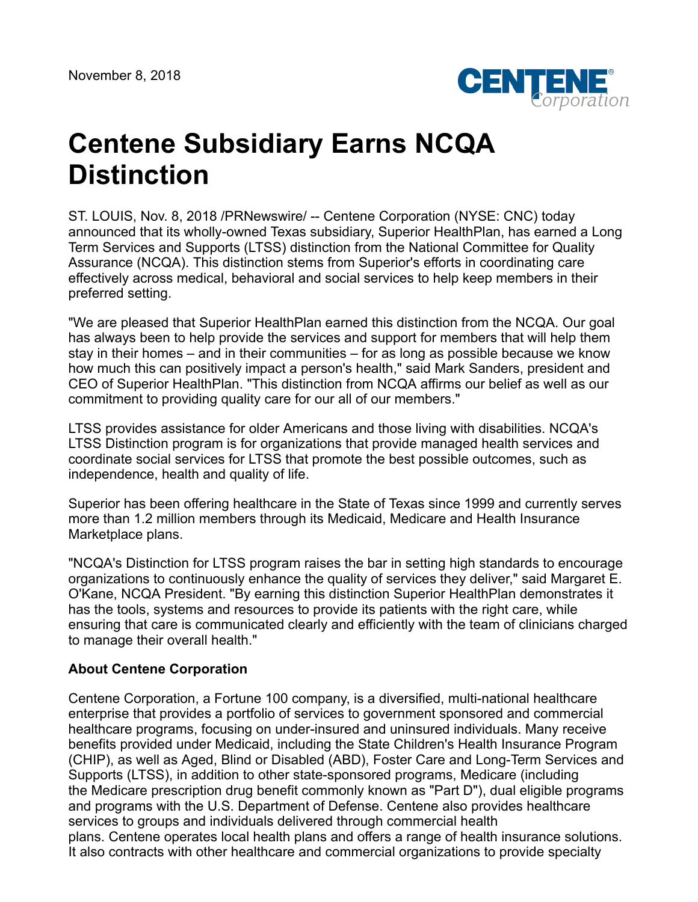November 8, 2018

# Centene Subsidiary Earns NCQA Distinction

ST. LOUIS, Nov. 8, 2018 /PRNewswire/ -- Centene Corporation (NYSE: CNC) today announced that its wholly-owned Texas subsidiary, Superior HealthPlan, has earned a Long Term Services and Supports (LTSS) distinction from the National Committee for Quality Assurance (NCQA). This distinction stems from Superior's efforts in coordinating care effectively across medical, behavioral and social services to help keep members in their preferred setting.

"We are pleased that Superior HealthPlan earned this distinction from the NCQA. Our goal has always been to help provide the services and support for members that will help them stay in their homes – and in their communities – for as long as possible because we know how much this can positively impact a person's health," said Mark Sanders, president and CEO of Superior HealthPlan. "This distinction from NCQA affirms our belief as well as our commitment to providing quality care for our all of our members."

LTSS provides assistance for older Americans and those living with disabilities. NCQA's LTSS Distinction program is for organizations that provide managed health services and coordinate social services for LTSS that promote the best possible outcomes, such as independence, health and quality of life.

Superior has been offering healthcare in the State of Texas since 1999 and currently serves more than 1.2 million members through its Medicaid, Medicare and Health Insurance Marketplace plans.

"NCQA's Distinction for LTSS program raises the bar in setting high standards to encourage organizations to continuously enhance the quality of services they deliver," said Margaret E. O'Kane, NCQA President. "By earning this distinction Superior HealthPlan demonstrates it has the tools, systems and resources to provide its patients with the right care, while ensuring that care is communicated clearly and efficiently with the team of clinicians charged to manage their overall health."

**About Centene Corporation**

Centene Corporation, a Fortune 100 company, is a diversified, multi-national healthcare enterprise that provides a portfolio of services to government sponsored and commercial healthcare programs, focusing on under-insured and uninsured individuals. Many receive benefits provided under Medicaid, including the State Children's Health Insurance Program (CHIP), as well as Aged, Blind or Disabled (ABD), Foster Care and Long-Term Services and Supports (LTSS), in addition to other state-sponsored programs, Medicare (including the Medicare prescription drug benefit commonly known as "Part D"), dual eligible programs and programs with the U.S. Department of Defense. Centene also provides healthcare services to groups and individuals delivered through commercial health plans. Centene operates local health plans and offers a range of health insurance solutions. It also contracts with other healthcare and commercial organizations to provide specialty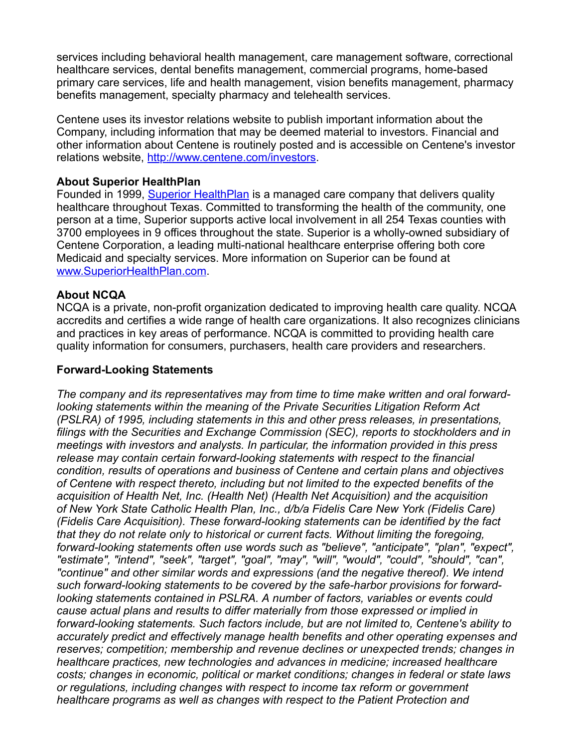services including behavioral health management, care management software, correctional healthcare services, dental benefits management, commercial programs, home-based primary care services, life and health management, vision benefits management, pharmacy benefits management, specialty pharmacy and telehealth services.

Centene uses its investor relations website to publish important information about the Company, including information that may be deemed material to investors. Financial and other information about Centene is routinely posted and is accessible on Centene's investor relations website, [http://www.centene.com/investors](http://www.centene.com/investors).

**About Superior HealthPlan**
Founded in 1999, [Superior HealthPlan](www.SuperiorHealthPlan.com) is a managed care company that delivers quality healthcare throughout Texas. Committed to transforming the health of the community, one person at a time, Superior supports active local involvement in all 254 Texas counties with 3700 employees in 9 offices throughout the state. Superior is a wholly-owned subsidiary of Centene Corporation, a leading multi-national healthcare enterprise offering both core Medicaid and specialty services. More information on Superior can be found at [www.SuperiorHealthPlan.com](www.SuperiorHealthPlan.com).

**About NCQA**
NCQA is a private, non-profit organization dedicated to improving health care quality. NCQA accredits and certifies a wide range of health care organizations. It also recognizes clinicians and practices in key areas of performance. NCQA is committed to providing health care quality information for consumers, purchasers, health care providers and researchers.

**Forward-Looking Statements**

*The company and its representatives may from time to time make written and oral forward-looking statements within the meaning of the Private Securities Litigation Reform Act (PSLRA) of 1995, including statements in this and other press releases, in presentations, filings with the Securities and Exchange Commission (SEC), reports to stockholders and in meetings with investors and analysts. In particular, the information provided in this press release may contain certain forward-looking statements with respect to the financial condition, results of operations and business of Centene and certain plans and objectives of Centene with respect thereto, including but not limited to the expected benefits of the acquisition of Health Net, Inc. (Health Net) (Health Net Acquisition) and the acquisition of New York State Catholic Health Plan, Inc., d/b/a Fidelis Care New York (Fidelis Care) (Fidelis Care Acquisition). These forward-looking statements can be identified by the fact that they do not relate only to historical or current facts. Without limiting the foregoing, forward-looking statements often use words such as "believe", "anticipate", "plan", "expect", "estimate", "intend", "seek", "target", "goal", "may", "will", "would", "could", "should", "can", "continue" and other similar words and expressions (and the negative thereof). We intend such forward-looking statements to be covered by the safe-harbor provisions for forward-looking statements contained in PSLRA. A number of factors, variables or events could cause actual plans and results to differ materially from those expressed or implied in forward-looking statements. Such factors include, but are not limited to, Centene's ability to accurately predict and effectively manage health benefits and other operating expenses and reserves; competition; membership and revenue declines or unexpected trends; changes in healthcare practices, new technologies and advances in medicine; increased healthcare costs; changes in economic, political or market conditions; changes in federal or state laws or regulations, including changes with respect to income tax reform or government healthcare programs as well as changes with respect to the Patient Protection and*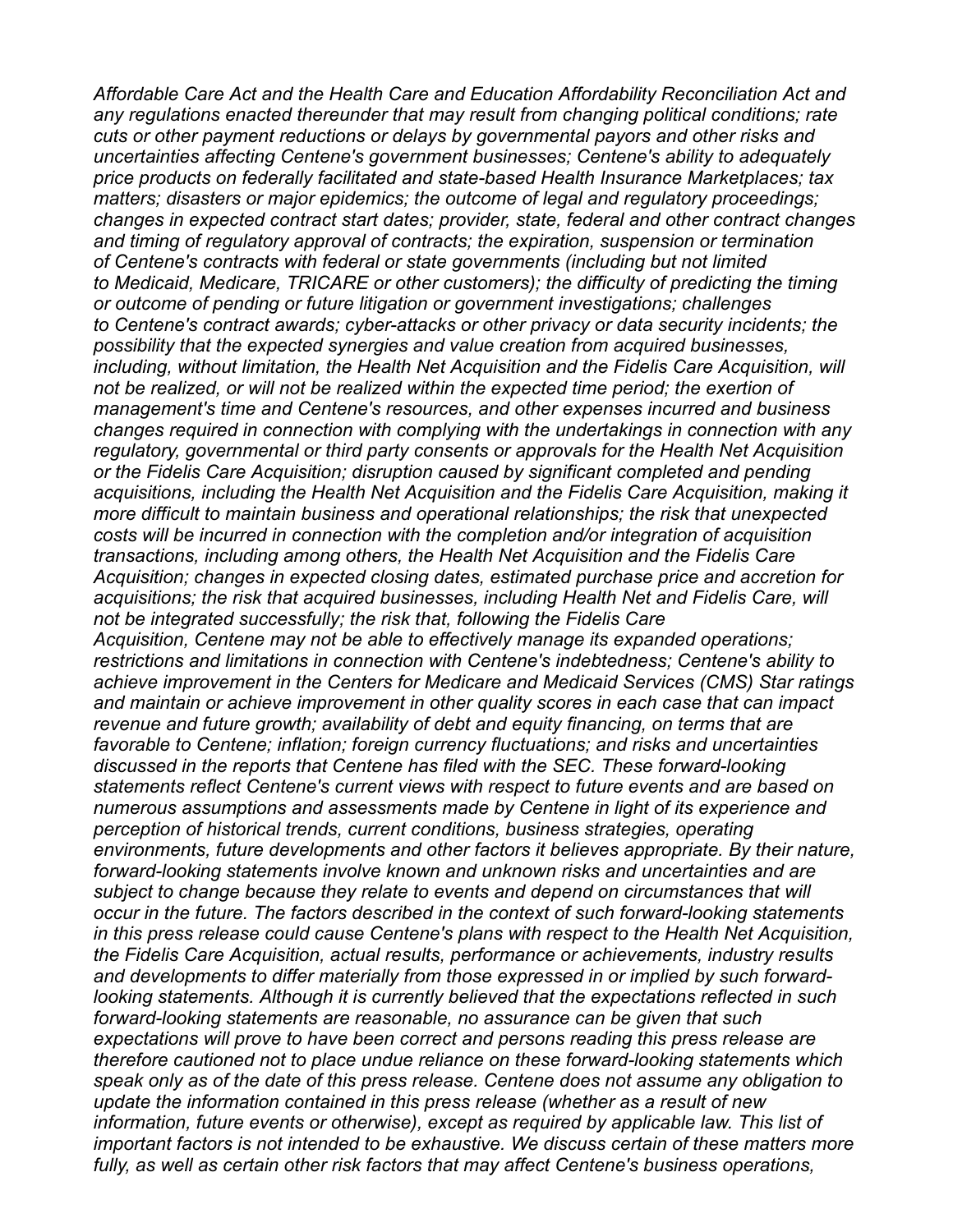*Affordable Care Act and the Health Care and Education Affordability Reconciliation Act and any regulations enacted thereunder that may result from changing political conditions; rate cuts or other payment reductions or delays by governmental payors and other risks and uncertainties affecting Centene's government businesses; Centene's ability to adequately price products on federally facilitated and state-based Health Insurance Marketplaces; tax matters; disasters or major epidemics; the outcome of legal and regulatory proceedings; changes in expected contract start dates; provider, state, federal and other contract changes and timing of regulatory approval of contracts; the expiration, suspension or termination of Centene's contracts with federal or state governments (including but not limited to Medicaid, Medicare, TRICARE or other customers); the difficulty of predicting the timing or outcome of pending or future litigation or government investigations; challenges to Centene's contract awards; cyber-attacks or other privacy or data security incidents; the possibility that the expected synergies and value creation from acquired businesses, including, without limitation, the Health Net Acquisition and the Fidelis Care Acquisition, will not be realized, or will not be realized within the expected time period; the exertion of management's time and Centene's resources, and other expenses incurred and business changes required in connection with complying with the undertakings in connection with any regulatory, governmental or third party consents or approvals for the Health Net Acquisition or the Fidelis Care Acquisition; disruption caused by significant completed and pending acquisitions, including the Health Net Acquisition and the Fidelis Care Acquisition, making it more difficult to maintain business and operational relationships; the risk that unexpected costs will be incurred in connection with the completion and/or integration of acquisition transactions, including among others, the Health Net Acquisition and the Fidelis Care Acquisition; changes in expected closing dates, estimated purchase price and accretion for acquisitions; the risk that acquired businesses, including Health Net and Fidelis Care, will not be integrated successfully; the risk that, following the Fidelis Care Acquisition, Centene may not be able to effectively manage its expanded operations; restrictions and limitations in connection with Centene's indebtedness; Centene's ability to achieve improvement in the Centers for Medicare and Medicaid Services (CMS) Star ratings and maintain or achieve improvement in other quality scores in each case that can impact revenue and future growth; availability of debt and equity financing, on terms that are favorable to Centene; inflation; foreign currency fluctuations; and risks and uncertainties discussed in the reports that Centene has filed with the SEC. These forward-looking statements reflect Centene's current views with respect to future events and are based on numerous assumptions and assessments made by Centene in light of its experience and perception of historical trends, current conditions, business strategies, operating environments, future developments and other factors it believes appropriate. By their nature, forward-looking statements involve known and unknown risks and uncertainties and are subject to change because they relate to events and depend on circumstances that will occur in the future. The factors described in the context of such forward-looking statements in this press release could cause Centene's plans with respect to the Health Net Acquisition, the Fidelis Care Acquisition, actual results, performance or achievements, industry results and developments to differ materially from those expressed in or implied by such forward-looking statements. Although it is currently believed that the expectations reflected in such forward-looking statements are reasonable, no assurance can be given that such expectations will prove to have been correct and persons reading this press release are therefore cautioned not to place undue reliance on these forward-looking statements which speak only as of the date of this press release. Centene does not assume any obligation to update the information contained in this press release (whether as a result of new information, future events or otherwise), except as required by applicable law. This list of important factors is not intended to be exhaustive. We discuss certain of these matters more fully, as well as certain other risk factors that may affect Centene's business operations,*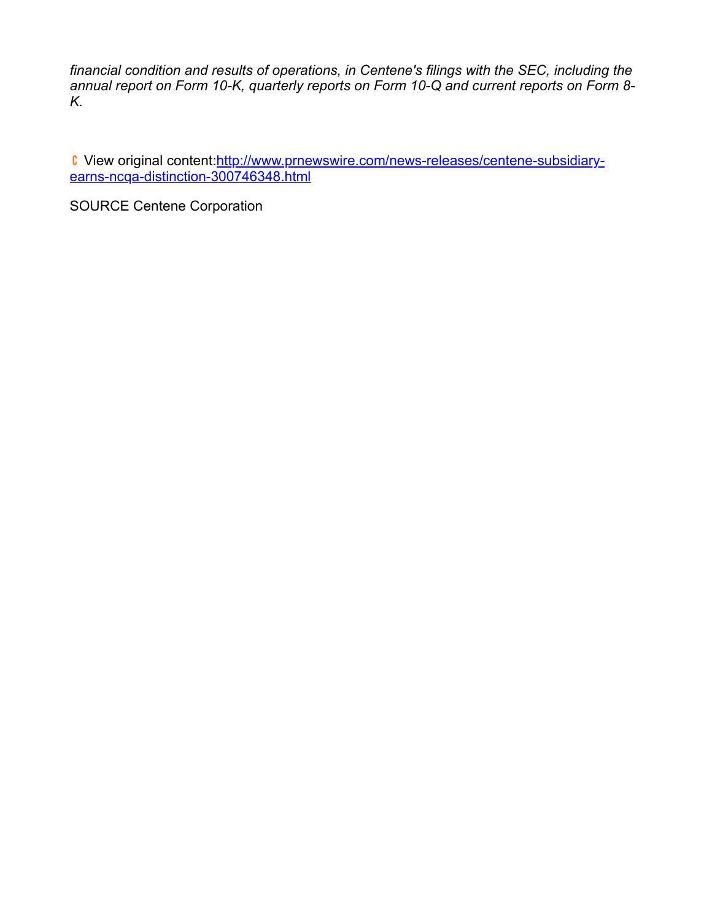*financial condition and results of operations, in Centene's filings with the SEC, including the annual report on Form 10-K, quarterly reports on Form 10-Q and current reports on Form 8-K.*

View original content:[http://www.prnewswire.com/news-releases/centene-subsidiary-earns-ncqa-distinction-300746348.html](http://www.prnewswire.com/news-releases/centene-subsidiary-earns-ncqa-distinction-300746348.html)

SOURCE Centene Corporation